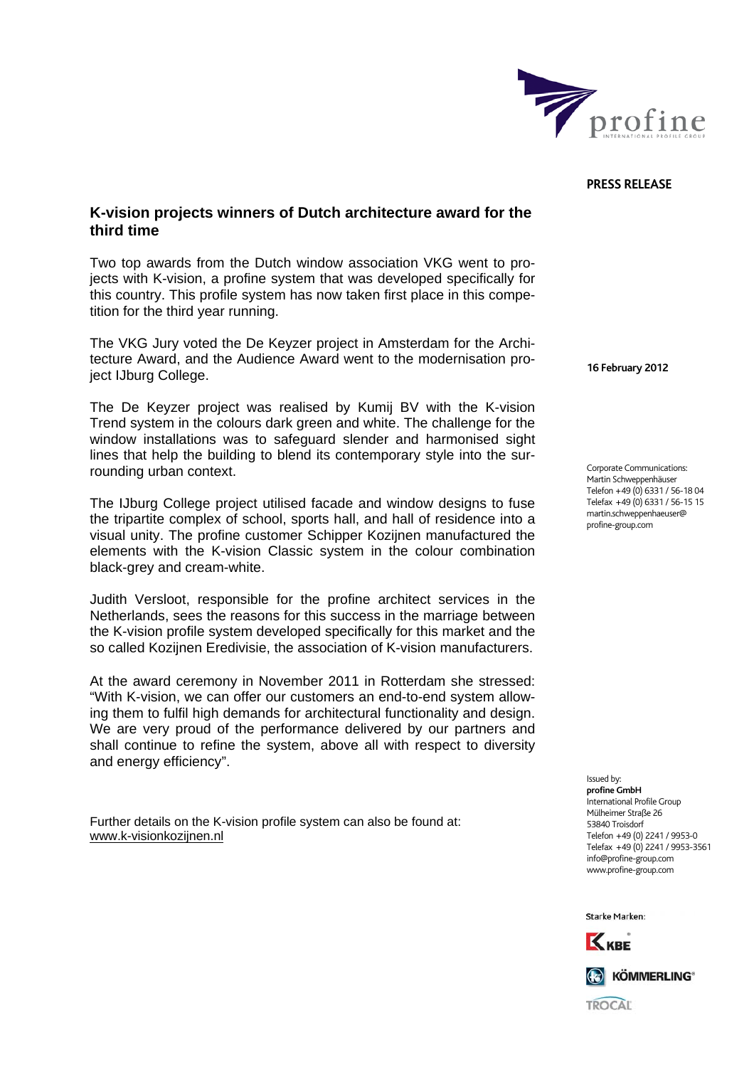**PRESS RELEASE**

# K-vision projects winners of Dutch architecture award for the third time

Two top awards from the Dutch window association VKG went to projects with K-vision, a profine system that was developed specifically for this country. This profile system has now taken first place in this competition for the third year running.

The VKG Jury voted the De Keyzer project in Amsterdam for the Architecture Award, and the Audience Award went to the modernisation project IJburg College.

**16 February 2012**

The De Keyzer project was realised by Kumij BV with the K-vision Trend system in the colours dark green and white. The challenge for the window installations was to safeguard slender and harmonised sight lines that help the building to blend its contemporary style into the surrounding urban context.

Corporate Communications:
Martin Schweppenhäuser
Telefon +49 (0) 6331 / 56-18 04
Telefax +49 (0) 6331 / 56-15 15
martin.schweppenhaeuser@profine-group.com

The IJburg College project utilised facade and window designs to fuse the tripartite complex of school, sports hall, and hall of residence into a visual unity. The profine customer Schipper Kozijnen manufactured the elements with the K-vision Classic system in the colour combination black-grey and cream-white.

Judith Versloot, responsible for the profine architect services in the Netherlands, sees the reasons for this success in the marriage between the K-vision profile system developed specifically for this market and the so called Kozijnen Eredivisie, the association of K-vision manufacturers.

At the award ceremony in November 2011 in Rotterdam she stressed: "With K-vision, we can offer our customers an end-to-end system allowing them to fulfil high demands for architectural functionality and design. We are very proud of the performance delivered by our partners and shall continue to refine the system, above all with respect to diversity and energy efficiency".

Further details on the K-vision profile system can also be found at:
www.k-visionkozijnen.nl

Issued by:
**profine GmbH**
International Profile Group
Mülheimer Straße 26
53840 Troisdorf
Telefon +49 (0) 2241 / 9953-0
Telefax +49 (0) 2241 / 9953-3561
info@profine-group.com
www.profine-group.com

Starke Marken:
KBE
KÖMMERLING
TROCAL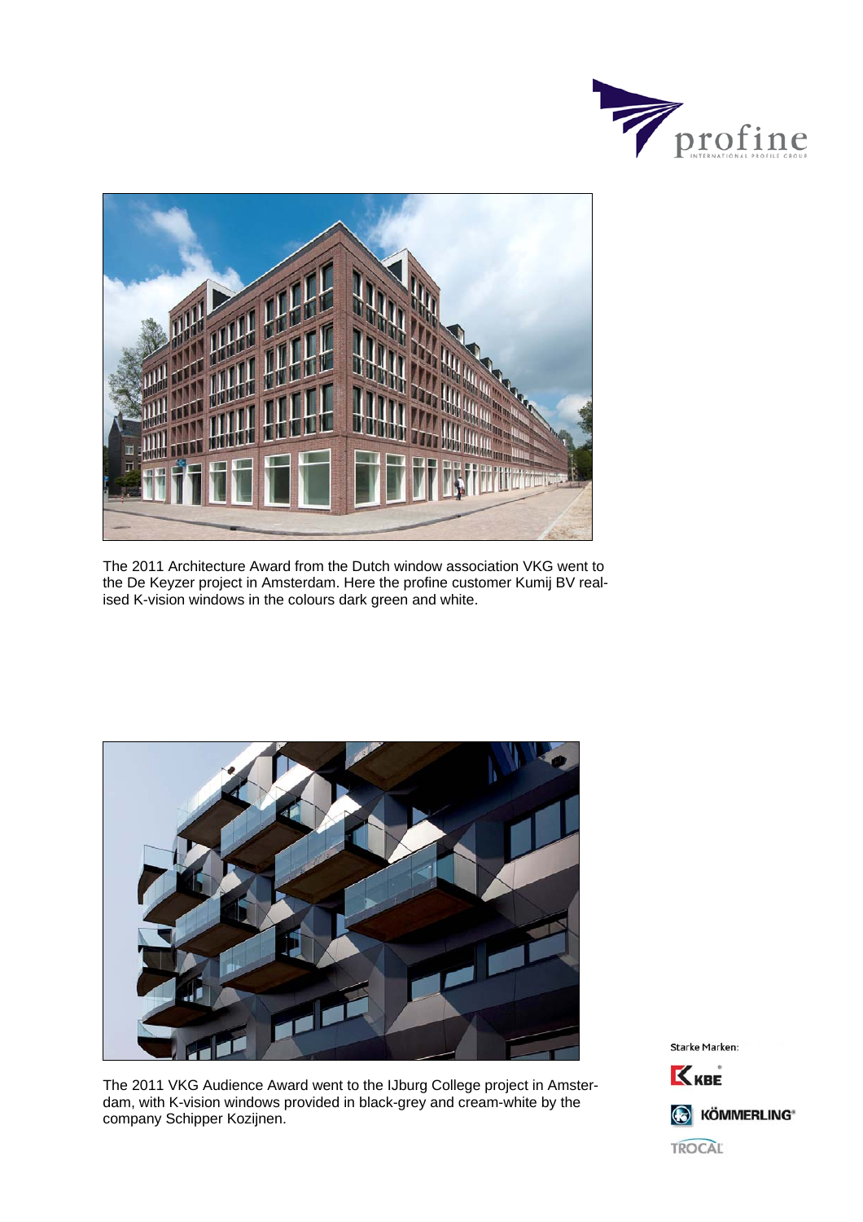The 2011 Architecture Award from the Dutch window association VKG went to the De Keyzer project in Amsterdam. Here the profine customer Kumij BV realised K-vision windows in the colours dark green and white.

The 2011 VKG Audience Award went to the IJburg College project in Amsterdam, with K-vision windows provided in black-grey and cream-white by the company Schipper Kozijnen.

Starke Marken:

KBE

KÖMMERLING

TROCAL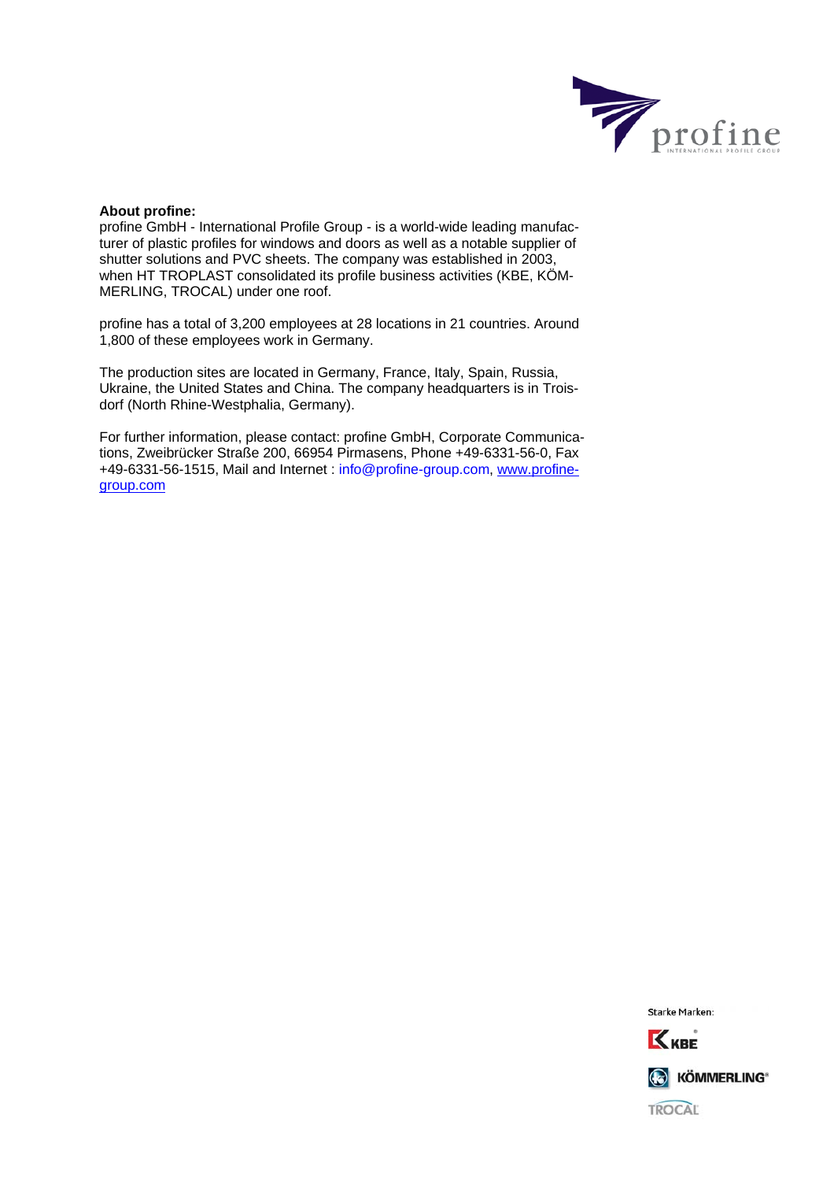**About profine:**
profine GmbH - International Profile Group - is a world-wide leading manufacturer of plastic profiles for windows and doors as well as a notable supplier of shutter solutions and PVC sheets. The company was established in 2003, when HT TROPLAST consolidated its profile business activities (KBE, KÖMMERLING, TROCAL) under one roof.

profine has a total of 3,200 employees at 28 locations in 21 countries. Around 1,800 of these employees work in Germany.

The production sites are located in Germany, France, Italy, Spain, Russia, Ukraine, the United States and China. The company headquarters is in Troisdorf (North Rhine-Westphalia, Germany).

For further information, please contact: profine GmbH, Corporate Communications, Zweibrücker Straße 200, 66954 Pirmasens, Phone +49-6331-56-0, Fax +49-6331-56-1515, Mail and Internet : info@profine-group.com, www.profine-group.com

Starke Marken:

KBE

KÖMMERLING

TROCAL